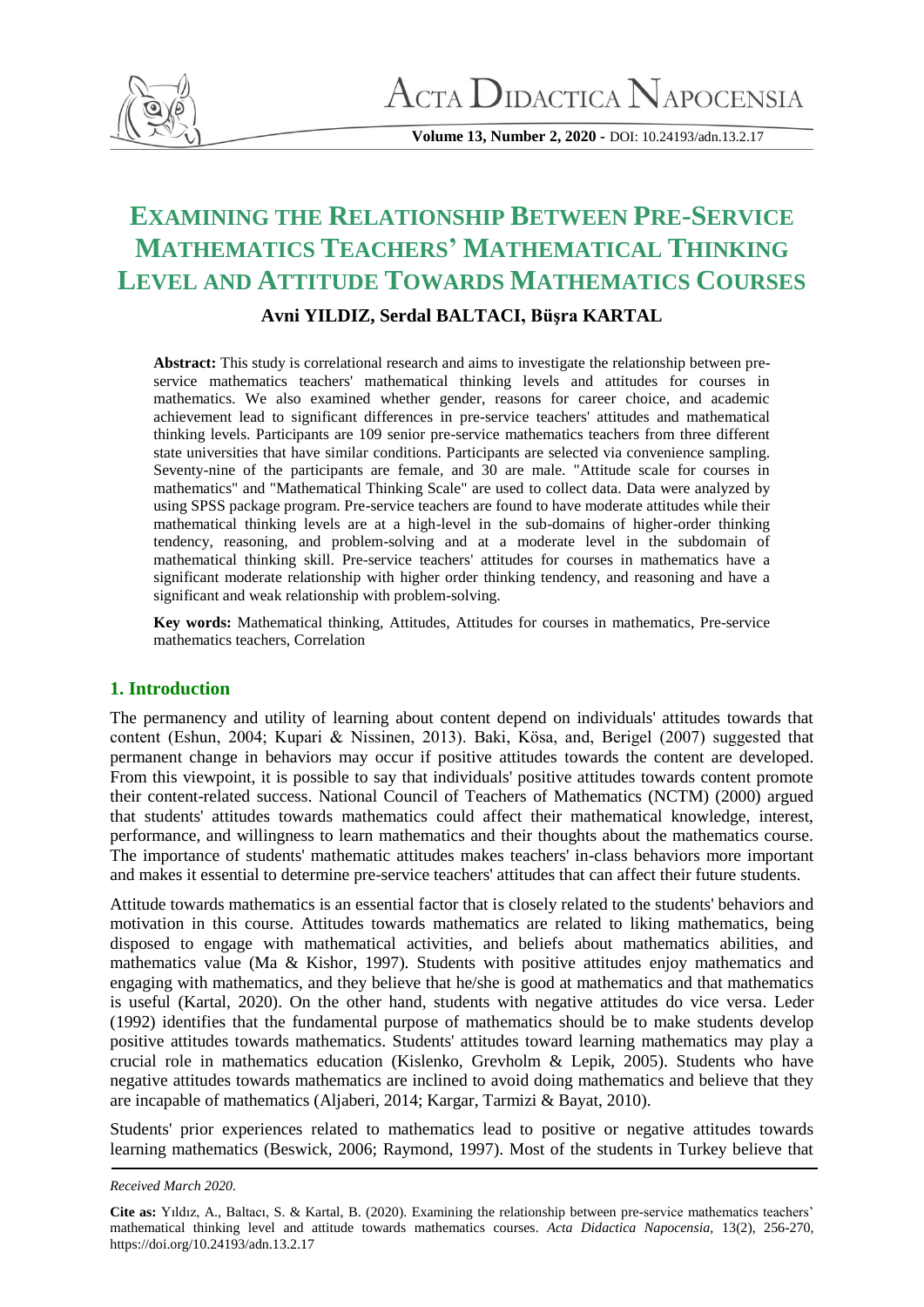# EXAMINING THE RELATIONSHIP BETWEEN PRE-SERVICE MATHEMATICS TEACHERS' MATHEMATICAL THINKING LEVEL AND ATTITUDE TOWARDS MATHEMATICS COURSES

**Avni YILDIZ, Serdal BALTACI, Büşra KARTAL**

**Abstract:** This study is correlational research and aims to investigate the relationship between pre-service mathematics teachers' mathematical thinking levels and attitudes for courses in mathematics. We also examined whether gender, reasons for career choice, and academic achievement lead to significant differences in pre-service teachers' attitudes and mathematical thinking levels. Participants are 109 senior pre-service mathematics teachers from three different state universities that have similar conditions. Participants are selected via convenience sampling. Seventy-nine of the participants are female, and 30 are male. "Attitude scale for courses in mathematics" and "Mathematical Thinking Scale" are used to collect data. Data were analyzed by using SPSS package program. Pre-service teachers are found to have moderate attitudes while their mathematical thinking levels are at a high-level in the sub-domains of higher-order thinking tendency, reasoning, and problem-solving and at a moderate level in the subdomain of mathematical thinking skill. Pre-service teachers' attitudes for courses in mathematics have a significant moderate relationship with higher order thinking tendency, and reasoning and have a significant and weak relationship with problem-solving.

**Key words:** Mathematical thinking, Attitudes, Attitudes for courses in mathematics, Pre-service mathematics teachers, Correlation

## 1. Introduction

The permanency and utility of learning about content depend on individuals' attitudes towards that content (Eshun, 2004; Kupari & Nissinen, 2013). Baki, Kösa, and, Berigel (2007) suggested that permanent change in behaviors may occur if positive attitudes towards the content are developed. From this viewpoint, it is possible to say that individuals' positive attitudes towards content promote their content-related success. National Council of Teachers of Mathematics (NCTM) (2000) argued that students' attitudes towards mathematics could affect their mathematical knowledge, interest, performance, and willingness to learn mathematics and their thoughts about the mathematics course. The importance of students' mathematic attitudes makes teachers' in-class behaviors more important and makes it essential to determine pre-service teachers' attitudes that can affect their future students.

Attitude towards mathematics is an essential factor that is closely related to the students' behaviors and motivation in this course. Attitudes towards mathematics are related to liking mathematics, being disposed to engage with mathematical activities, and beliefs about mathematics abilities, and mathematics value (Ma & Kishor, 1997). Students with positive attitudes enjoy mathematics and engaging with mathematics, and they believe that he/she is good at mathematics and that mathematics is useful (Kartal, 2020). On the other hand, students with negative attitudes do vice versa. Leder (1992) identifies that the fundamental purpose of mathematics should be to make students develop positive attitudes towards mathematics. Students' attitudes toward learning mathematics may play a crucial role in mathematics education (Kislenko, Grevholm & Lepik, 2005). Students who have negative attitudes towards mathematics are inclined to avoid doing mathematics and believe that they are incapable of mathematics (Aljaberi, 2014; Kargar, Tarmizi & Bayat, 2010).

Students' prior experiences related to mathematics lead to positive or negative attitudes towards learning mathematics (Beswick, 2006; Raymond, 1997). Most of the students in Turkey believe that

*Received March 2020.*

**Cite as:** Yıldız, A., Baltacı, S. & Kartal, B. (2020). Examining the relationship between pre-service mathematics teachers' mathematical thinking level and attitude towards mathematics courses. *Acta Didactica Napocensia*, 13(2), 256-270, https://doi.org/10.24193/adn.13.2.17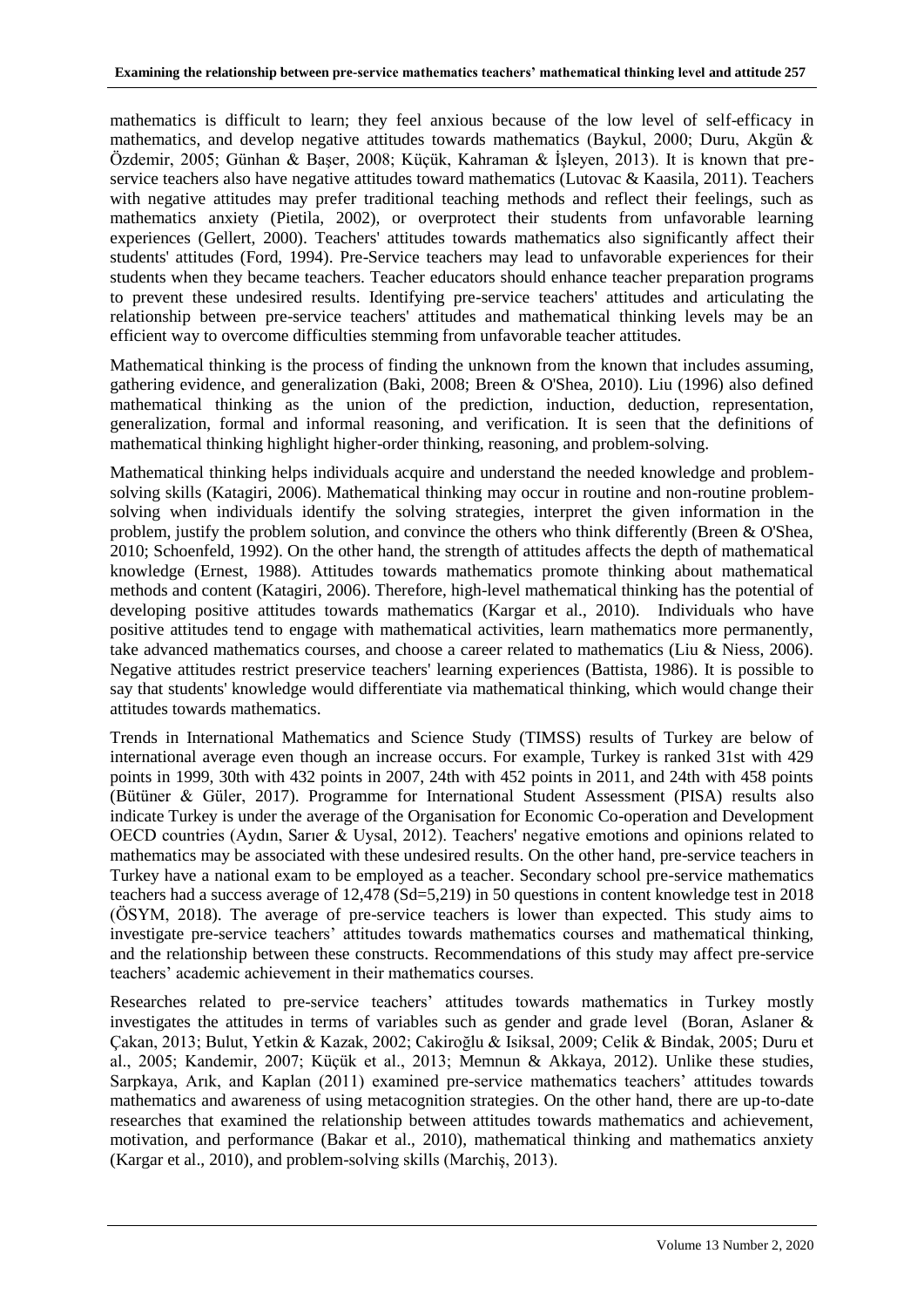mathematics is difficult to learn; they feel anxious because of the low level of self-efficacy in mathematics, and develop negative attitudes towards mathematics (Baykul, 2000; Duru, Akgün & Özdemir, 2005; Günhan & Başer, 2008; Küçük, Kahraman & İşleyen, 2013). It is known that pre-service teachers also have negative attitudes toward mathematics (Lutovac & Kaasila, 2011). Teachers with negative attitudes may prefer traditional teaching methods and reflect their feelings, such as mathematics anxiety (Pietila, 2002), or overprotect their students from unfavorable learning experiences (Gellert, 2000). Teachers' attitudes towards mathematics also significantly affect their students' attitudes (Ford, 1994). Pre-Service teachers may lead to unfavorable experiences for their students when they became teachers. Teacher educators should enhance teacher preparation programs to prevent these undesired results. Identifying pre-service teachers' attitudes and articulating the relationship between pre-service teachers' attitudes and mathematical thinking levels may be an efficient way to overcome difficulties stemming from unfavorable teacher attitudes.

Mathematical thinking is the process of finding the unknown from the known that includes assuming, gathering evidence, and generalization (Baki, 2008; Breen & O'Shea, 2010). Liu (1996) also defined mathematical thinking as the union of the prediction, induction, deduction, representation, generalization, formal and informal reasoning, and verification. It is seen that the definitions of mathematical thinking highlight higher-order thinking, reasoning, and problem-solving.

Mathematical thinking helps individuals acquire and understand the needed knowledge and problem-solving skills (Katagiri, 2006). Mathematical thinking may occur in routine and non-routine problem-solving when individuals identify the solving strategies, interpret the given information in the problem, justify the problem solution, and convince the others who think differently (Breen & O'Shea, 2010; Schoenfeld, 1992). On the other hand, the strength of attitudes affects the depth of mathematical knowledge (Ernest, 1988). Attitudes towards mathematics promote thinking about mathematical methods and content (Katagiri, 2006). Therefore, high-level mathematical thinking has the potential of developing positive attitudes towards mathematics (Kargar et al., 2010). Individuals who have positive attitudes tend to engage with mathematical activities, learn mathematics more permanently, take advanced mathematics courses, and choose a career related to mathematics (Liu & Niess, 2006). Negative attitudes restrict preservice teachers' learning experiences (Battista, 1986). It is possible to say that students' knowledge would differentiate via mathematical thinking, which would change their attitudes towards mathematics.

Trends in International Mathematics and Science Study (TIMSS) results of Turkey are below of international average even though an increase occurs. For example, Turkey is ranked 31st with 429 points in 1999, 30th with 432 points in 2007, 24th with 452 points in 2011, and 24th with 458 points (Bütüner & Güler, 2017). Programme for International Student Assessment (PISA) results also indicate Turkey is under the average of the Organisation for Economic Co-operation and Development OECD countries (Aydın, Sarıer & Uysal, 2012). Teachers' negative emotions and opinions related to mathematics may be associated with these undesired results. On the other hand, pre-service teachers in Turkey have a national exam to be employed as a teacher. Secondary school pre-service mathematics teachers had a success average of 12,478 (Sd=5,219) in 50 questions in content knowledge test in 2018 (ÖSYM, 2018). The average of pre-service teachers is lower than expected. This study aims to investigate pre-service teachers' attitudes towards mathematics courses and mathematical thinking, and the relationship between these constructs. Recommendations of this study may affect pre-service teachers' academic achievement in their mathematics courses.

Researches related to pre-service teachers' attitudes towards mathematics in Turkey mostly investigates the attitudes in terms of variables such as gender and grade level (Boran, Aslaner & Çakan, 2013; Bulut, Yetkin & Kazak, 2002; Cakiroğlu & Isiksal, 2009; Celik & Bindak, 2005; Duru et al., 2005; Kandemir, 2007; Küçük et al., 2013; Memnun & Akkaya, 2012). Unlike these studies, Sarpkaya, Arık, and Kaplan (2011) examined pre-service mathematics teachers' attitudes towards mathematics and awareness of using metacognition strategies. On the other hand, there are up-to-date researches that examined the relationship between attitudes towards mathematics and achievement, motivation, and performance (Bakar et al., 2010), mathematical thinking and mathematics anxiety (Kargar et al., 2010), and problem-solving skills (Marchiş, 2013).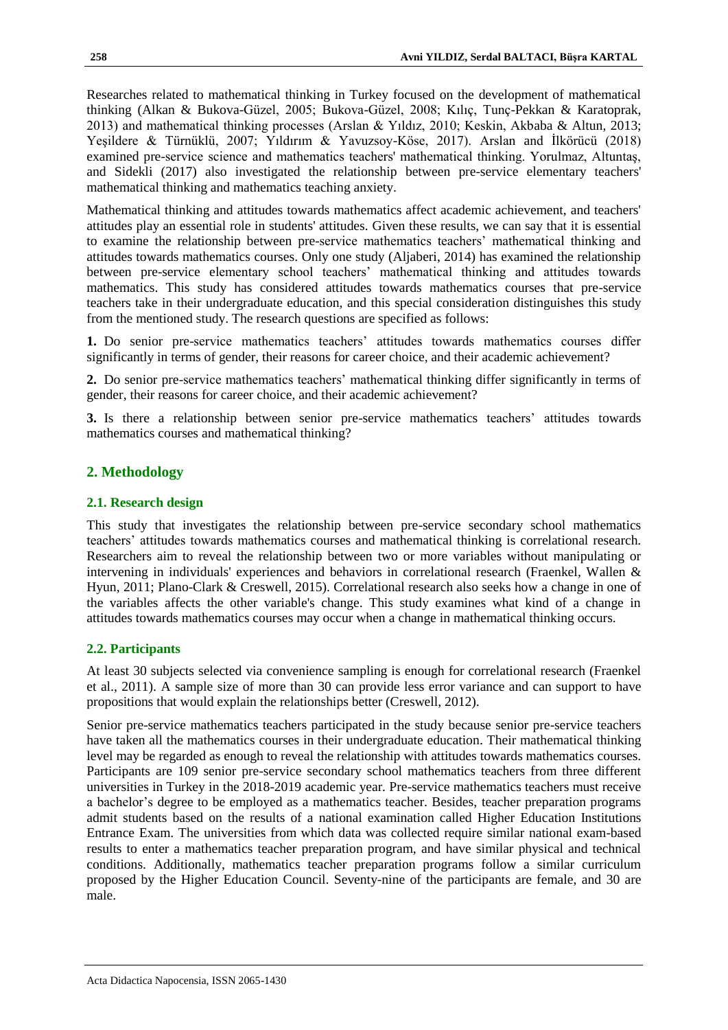Researches related to mathematical thinking in Turkey focused on the development of mathematical thinking (Alkan & Bukova-Güzel, 2005; Bukova-Güzel, 2008; Kılıç, Tunç-Pekkan & Karatoprak, 2013) and mathematical thinking processes (Arslan & Yıldız, 2010; Keskin, Akbaba & Altun, 2013; Yeşildere & Türnüklü, 2007; Yıldırım & Yavuzsoy-Köse, 2017). Arslan and İlkörücü (2018) examined pre-service science and mathematics teachers' mathematical thinking. Yorulmaz, Altuntaş, and Sidekli (2017) also investigated the relationship between pre-service elementary teachers' mathematical thinking and mathematics teaching anxiety.

Mathematical thinking and attitudes towards mathematics affect academic achievement, and teachers' attitudes play an essential role in students' attitudes. Given these results, we can say that it is essential to examine the relationship between pre-service mathematics teachers' mathematical thinking and attitudes towards mathematics courses. Only one study (Aljaberi, 2014) has examined the relationship between pre-service elementary school teachers' mathematical thinking and attitudes towards mathematics. This study has considered attitudes towards mathematics courses that pre-service teachers take in their undergraduate education, and this special consideration distinguishes this study from the mentioned study. The research questions are specified as follows:

**1.** Do senior pre-service mathematics teachers' attitudes towards mathematics courses differ significantly in terms of gender, their reasons for career choice, and their academic achievement?

**2.** Do senior pre-service mathematics teachers' mathematical thinking differ significantly in terms of gender, their reasons for career choice, and their academic achievement?

**3.** Is there a relationship between senior pre-service mathematics teachers' attitudes towards mathematics courses and mathematical thinking?

## 2. Methodology

### 2.1. Research design

This study that investigates the relationship between pre-service secondary school mathematics teachers' attitudes towards mathematics courses and mathematical thinking is correlational research. Researchers aim to reveal the relationship between two or more variables without manipulating or intervening in individuals' experiences and behaviors in correlational research (Fraenkel, Wallen & Hyun, 2011; Plano-Clark & Creswell, 2015). Correlational research also seeks how a change in one of the variables affects the other variable's change. This study examines what kind of a change in attitudes towards mathematics courses may occur when a change in mathematical thinking occurs.

### 2.2. Participants

At least 30 subjects selected via convenience sampling is enough for correlational research (Fraenkel et al., 2011). A sample size of more than 30 can provide less error variance and can support to have propositions that would explain the relationships better (Creswell, 2012).

Senior pre-service mathematics teachers participated in the study because senior pre-service teachers have taken all the mathematics courses in their undergraduate education. Their mathematical thinking level may be regarded as enough to reveal the relationship with attitudes towards mathematics courses. Participants are 109 senior pre-service secondary school mathematics teachers from three different universities in Turkey in the 2018-2019 academic year. Pre-service mathematics teachers must receive a bachelor's degree to be employed as a mathematics teacher. Besides, teacher preparation programs admit students based on the results of a national examination called Higher Education Institutions Entrance Exam. The universities from which data was collected require similar national exam-based results to enter a mathematics teacher preparation program, and have similar physical and technical conditions. Additionally, mathematics teacher preparation programs follow a similar curriculum proposed by the Higher Education Council. Seventy-nine of the participants are female, and 30 are male.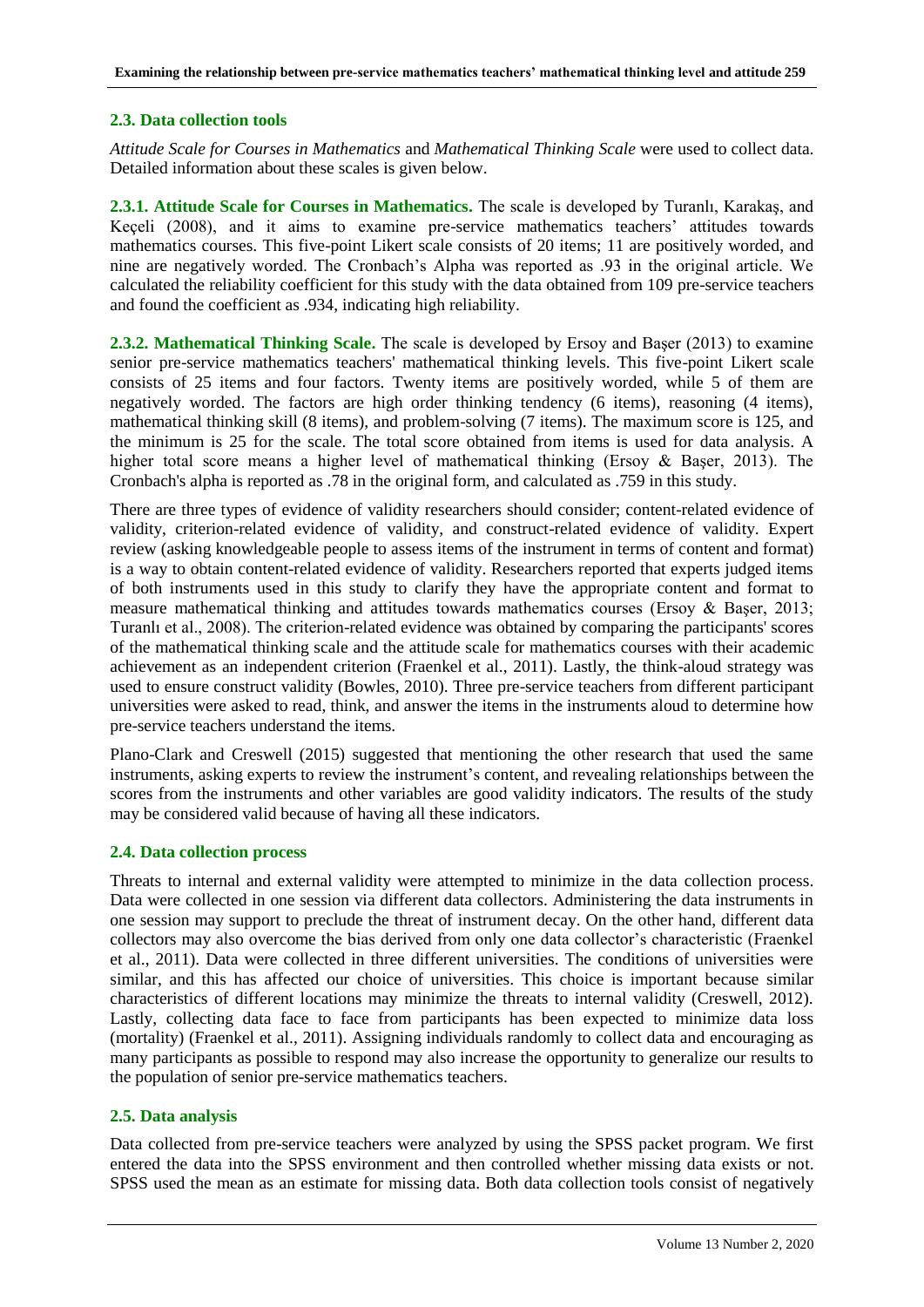### 2.3. Data collection tools

*Attitude Scale for Courses in Mathematics* and *Mathematical Thinking Scale* were used to collect data. Detailed information about these scales is given below.

**2.3.1. Attitude Scale for Courses in Mathematics.** The scale is developed by Turanlı, Karakaş, and Keçeli (2008), and it aims to examine pre-service mathematics teachers' attitudes towards mathematics courses. This five-point Likert scale consists of 20 items; 11 are positively worded, and nine are negatively worded. The Cronbach's Alpha was reported as .93 in the original article. We calculated the reliability coefficient for this study with the data obtained from 109 pre-service teachers and found the coefficient as .934, indicating high reliability.

**2.3.2. Mathematical Thinking Scale.** The scale is developed by Ersoy and Başer (2013) to examine senior pre-service mathematics teachers' mathematical thinking levels. This five-point Likert scale consists of 25 items and four factors. Twenty items are positively worded, while 5 of them are negatively worded. The factors are high order thinking tendency (6 items), reasoning (4 items), mathematical thinking skill (8 items), and problem-solving (7 items). The maximum score is 125, and the minimum is 25 for the scale. The total score obtained from items is used for data analysis. A higher total score means a higher level of mathematical thinking (Ersoy & Başer, 2013). The Cronbach's alpha is reported as .78 in the original form, and calculated as .759 in this study.

There are three types of evidence of validity researchers should consider; content-related evidence of validity, criterion-related evidence of validity, and construct-related evidence of validity. Expert review (asking knowledgeable people to assess items of the instrument in terms of content and format) is a way to obtain content-related evidence of validity. Researchers reported that experts judged items of both instruments used in this study to clarify they have the appropriate content and format to measure mathematical thinking and attitudes towards mathematics courses (Ersoy & Başer, 2013; Turanlı et al., 2008). The criterion-related evidence was obtained by comparing the participants' scores of the mathematical thinking scale and the attitude scale for mathematics courses with their academic achievement as an independent criterion (Fraenkel et al., 2011). Lastly, the think-aloud strategy was used to ensure construct validity (Bowles, 2010). Three pre-service teachers from different participant universities were asked to read, think, and answer the items in the instruments aloud to determine how pre-service teachers understand the items.

Plano-Clark and Creswell (2015) suggested that mentioning the other research that used the same instruments, asking experts to review the instrument's content, and revealing relationships between the scores from the instruments and other variables are good validity indicators. The results of the study may be considered valid because of having all these indicators.

### 2.4. Data collection process

Threats to internal and external validity were attempted to minimize in the data collection process. Data were collected in one session via different data collectors. Administering the data instruments in one session may support to preclude the threat of instrument decay. On the other hand, different data collectors may also overcome the bias derived from only one data collector's characteristic (Fraenkel et al., 2011). Data were collected in three different universities. The conditions of universities were similar, and this has affected our choice of universities. This choice is important because similar characteristics of different locations may minimize the threats to internal validity (Creswell, 2012). Lastly, collecting data face to face from participants has been expected to minimize data loss (mortality) (Fraenkel et al., 2011). Assigning individuals randomly to collect data and encouraging as many participants as possible to respond may also increase the opportunity to generalize our results to the population of senior pre-service mathematics teachers.

### 2.5. Data analysis

Data collected from pre-service teachers were analyzed by using the SPSS packet program. We first entered the data into the SPSS environment and then controlled whether missing data exists or not. SPSS used the mean as an estimate for missing data. Both data collection tools consist of negatively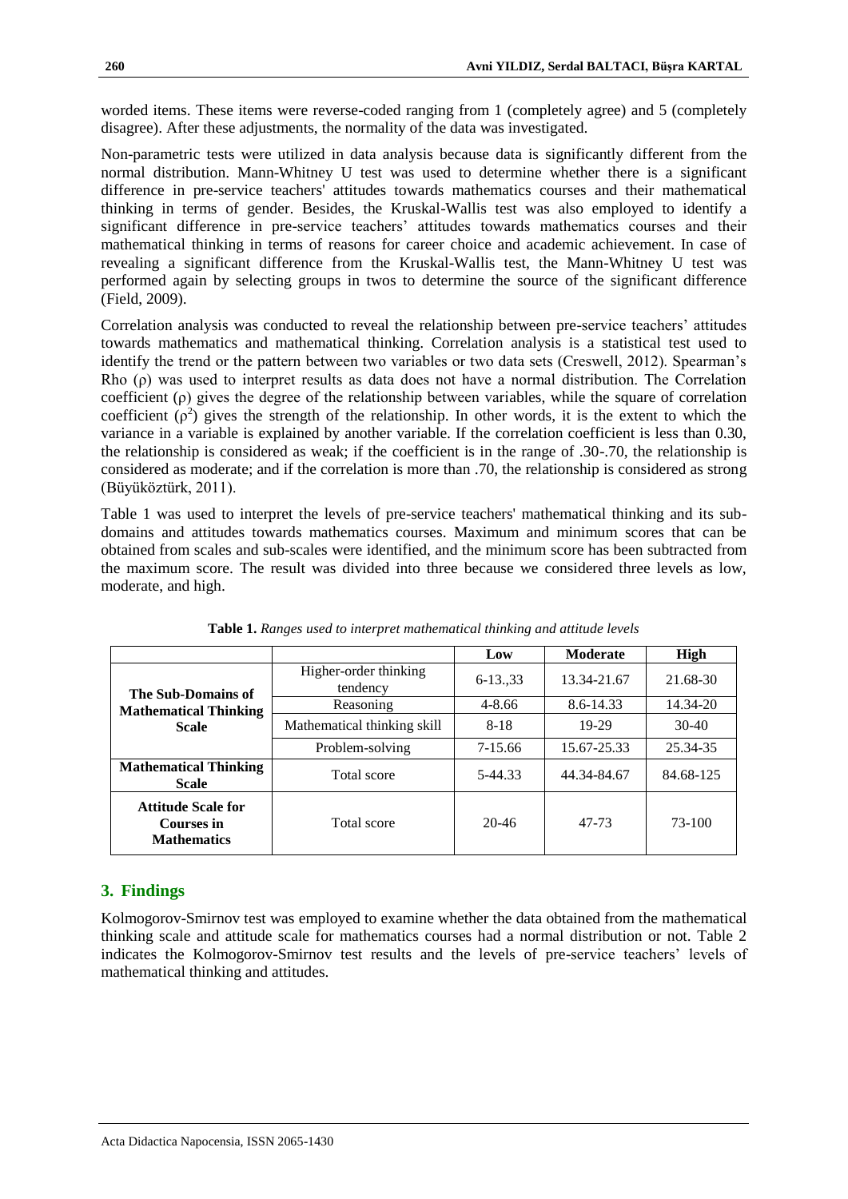worded items. These items were reverse-coded ranging from 1 (completely agree) and 5 (completely disagree). After these adjustments, the normality of the data was investigated.

Non-parametric tests were utilized in data analysis because data is significantly different from the normal distribution. Mann-Whitney U test was used to determine whether there is a significant difference in pre-service teachers' attitudes towards mathematics courses and their mathematical thinking in terms of gender. Besides, the Kruskal-Wallis test was also employed to identify a significant difference in pre-service teachers' attitudes towards mathematics courses and their mathematical thinking in terms of reasons for career choice and academic achievement. In case of revealing a significant difference from the Kruskal-Wallis test, the Mann-Whitney U test was performed again by selecting groups in twos to determine the source of the significant difference (Field, 2009).

Correlation analysis was conducted to reveal the relationship between pre-service teachers' attitudes towards mathematics and mathematical thinking. Correlation analysis is a statistical test used to identify the trend or the pattern between two variables or two data sets (Creswell, 2012). Spearman's Rho ($\rho$) was used to interpret results as data does not have a normal distribution. The Correlation coefficient ($\rho$) gives the degree of the relationship between variables, while the square of correlation coefficient ($\rho^2$) gives the strength of the relationship. In other words, it is the extent to which the variance in a variable is explained by another variable. If the correlation coefficient is less than 0.30, the relationship is considered as weak; if the coefficient is in the range of .30-.70, the relationship is considered as moderate; and if the correlation is more than .70, the relationship is considered as strong (Büyüköztürk, 2011).

Table 1 was used to interpret the levels of pre-service teachers' mathematical thinking and its sub-domains and attitudes towards mathematics courses. Maximum and minimum scores that can be obtained from scales and sub-scales were identified, and the minimum score has been subtracted from the maximum score. The result was divided into three because we considered three levels as low, moderate, and high.

**Table 1.** *Ranges used to interpret mathematical thinking and attitude levels*

| | | Low | Moderate | High |
|---|---|---|---|---|
| **The Sub-Domains of Mathematical Thinking Scale** | Higher-order thinking tendency | 6-13.,33 | 13.34-21.67 | 21.68-30 |
| | Reasoning | 4-8.66 | 8.6-14.33 | 14.34-20 |
| | Mathematical thinking skill | 8-18 | 19-29 | 30-40 |
| | Problem-solving | 7-15.66 | 15.67-25.33 | 25.34-35 |
| **Mathematical Thinking Scale** | Total score | 5-44.33 | 44.34-84.67 | 84.68-125 |
| **Attitude Scale for Courses in Mathematics** | Total score | 20-46 | 47-73 | 73-100 |

## 3. Findings

Kolmogorov-Smirnov test was employed to examine whether the data obtained from the mathematical thinking scale and attitude scale for mathematics courses had a normal distribution or not. Table 2 indicates the Kolmogorov-Smirnov test results and the levels of pre-service teachers' levels of mathematical thinking and attitudes.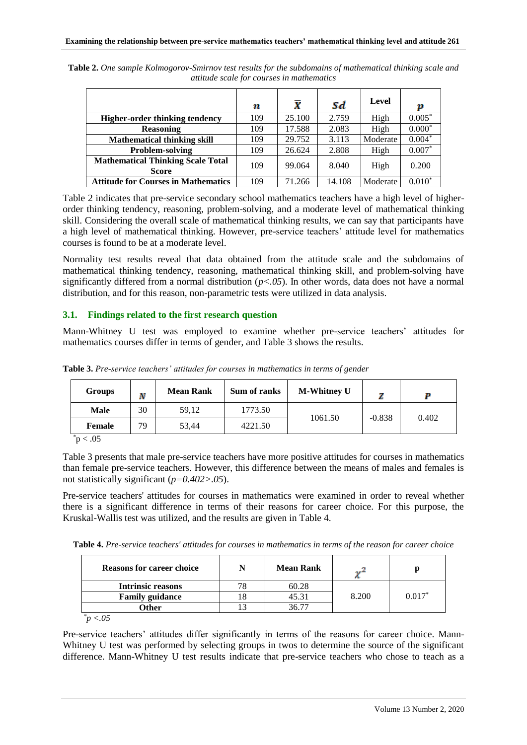**Table 2.** *One sample Kolmogorov-Smirnov test results for the subdomains of mathematical thinking scale and attitude scale for courses in mathematics*

| | $n$ | $\bar{X}$ | $Sd$ | Level | $p$ |
|---|---|---|---|---|---|
| **Higher-order thinking tendency** | 109 | 25.100 | 2.759 | High | 0.005* |
| **Reasoning** | 109 | 17.588 | 2.083 | High | 0.000* |
| **Mathematical thinking skill** | 109 | 29.752 | 3.113 | Moderate | 0.004* |
| **Problem-solving** | 109 | 26.624 | 2.808 | High | 0.007* |
| **Mathematical Thinking Scale Total Score** | 109 | 99.064 | 8.040 | High | 0.200 |
| **Attitude for Courses in Mathematics** | 109 | 71.266 | 14.108 | Moderate | 0.010* |

Table 2 indicates that pre-service secondary school mathematics teachers have a high level of higher-order thinking tendency, reasoning, problem-solving, and a moderate level of mathematical thinking skill. Considering the overall scale of mathematical thinking results, we can say that participants have a high level of mathematical thinking. However, pre-service teachers' attitude level for mathematics courses is found to be at a moderate level.

Normality test results reveal that data obtained from the attitude scale and the subdomains of mathematical thinking tendency, reasoning, mathematical thinking skill, and problem-solving have significantly differed from a normal distribution ($p<.05$). In other words, data does not have a normal distribution, and for this reason, non-parametric tests were utilized in data analysis.

### 3.1. Findings related to the first research question

Mann-Whitney U test was employed to examine whether pre-service teachers' attitudes for mathematics courses differ in terms of gender, and Table 3 shows the results.

**Table 3.** *Pre-service teachers' attitudes for courses in mathematics in terms of gender*

| Groups | $N$ | Mean Rank | Sum of ranks | M-Whitney U | $Z$ | $P$ |
|---|---|---|---|---|---|---|
| **Male** | 30 | 59,12 | 1773.50 | 1061.50 | -0.838 | 0.402 |
| **Female** | 79 | 53,44 | 4221.50 | | | |

*p < .05

Table 3 presents that male pre-service teachers have more positive attitudes for courses in mathematics than female pre-service teachers. However, this difference between the means of males and females is not statistically significant ($p=0.402>.05$).

Pre-service teachers' attitudes for courses in mathematics were examined in order to reveal whether there is a significant difference in terms of their reasons for career choice. For this purpose, the Kruskal-Wallis test was utilized, and the results are given in Table 4.

**Table 4.** *Pre-service teachers' attitudes for courses in mathematics in terms of the reason for career choice*

| Reasons for career choice | N | Mean Rank | $\chi^2$ | p |
|---|---|---|---|---|
| **Intrinsic reasons** | 78 | 60.28 | 8.200 | 0.017* |
| **Family guidance** | 18 | 45.31 | | |
| **Other** | 13 | 36.77 | | |

*$p<.05$

Pre-service teachers' attitudes differ significantly in terms of the reasons for career choice. Mann-Whitney U test was performed by selecting groups in twos to determine the source of the significant difference. Mann-Whitney U test results indicate that pre-service teachers who chose to teach as a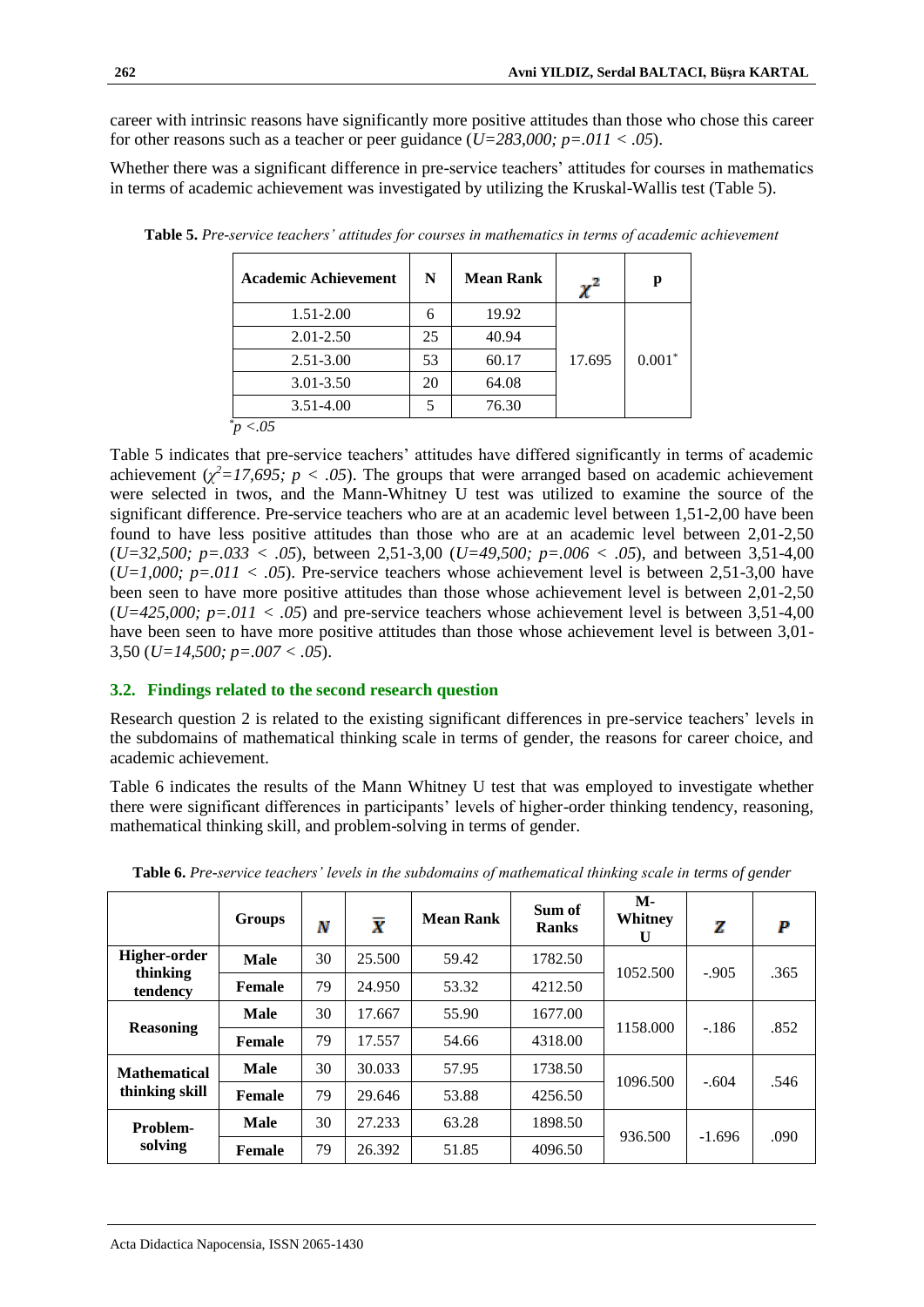career with intrinsic reasons have significantly more positive attitudes than those who chose this career for other reasons such as a teacher or peer guidance (*U=283,000; p=.011 < .05*).

Whether there was a significant difference in pre-service teachers' attitudes for courses in mathematics in terms of academic achievement was investigated by utilizing the Kruskal-Wallis test (Table 5).

**Table 5.** *Pre-service teachers' attitudes for courses in mathematics in terms of academic achievement*

| Academic Achievement | N | Mean Rank | $\chi^2$ | p |
|---|---|---|---|---|
| 1.51-2.00 | 6 | 19.92 | 17.695 | 0.001* |
| 2.01-2.50 | 25 | 40.94 | | |
| 2.51-3.00 | 53 | 60.17 | | |
| 3.01-3.50 | 20 | 64.08 | | |
| 3.51-4.00 | 5 | 76.30 | | |

*p <.05

Table 5 indicates that pre-service teachers' attitudes have differed significantly in terms of academic achievement ($\chi^2=17{,}695$; $p < .05$). The groups that were arranged based on academic achievement were selected in twos, and the Mann-Whitney U test was utilized to examine the source of the significant difference. Pre-service teachers who are at an academic level between 1,51-2,00 have been found to have less positive attitudes than those who are at an academic level between 2,01-2,50 (*U=32,500; p=.033 < .05*), between 2,51-3,00 (*U=49,500; p=.006 < .05*), and between 3,51-4,00 (*U=1,000; p=.011 < .05*). Pre-service teachers whose achievement level is between 2,51-3,00 have been seen to have more positive attitudes than those whose achievement level is between 2,01-2,50 (*U=425,000; p=.011 < .05*) and pre-service teachers whose achievement level is between 3,51-4,00 have been seen to have more positive attitudes than those whose achievement level is between 3,01-3,50 (*U=14,500; p=.007 < .05*).

### 3.2. Findings related to the second research question

Research question 2 is related to the existing significant differences in pre-service teachers' levels in the subdomains of mathematical thinking scale in terms of gender, the reasons for career choice, and academic achievement.

Table 6 indicates the results of the Mann Whitney U test that was employed to investigate whether there were significant differences in participants' levels of higher-order thinking tendency, reasoning, mathematical thinking skill, and problem-solving in terms of gender.

**Table 6.** *Pre-service teachers' levels in the subdomains of mathematical thinking scale in terms of gender*

| | Groups | $N$ | $\bar{X}$ | Mean Rank | Sum of Ranks | M-Whitney U | $Z$ | $P$ |
|---|---|---|---|---|---|---|---|---|
| **Higher-order thinking tendency** | **Male** | 30 | 25.500 | 59.42 | 1782.50 | 1052.500 | -.905 | .365 |
| | **Female** | 79 | 24.950 | 53.32 | 4212.50 | | | |
| **Reasoning** | **Male** | 30 | 17.667 | 55.90 | 1677.00 | 1158.000 | -.186 | .852 |
| | **Female** | 79 | 17.557 | 54.66 | 4318.00 | | | |
| **Mathematical thinking skill** | **Male** | 30 | 30.033 | 57.95 | 1738.50 | 1096.500 | -.604 | .546 |
| | **Female** | 79 | 29.646 | 53.88 | 4256.50 | | | |
| **Problem-solving** | **Male** | 30 | 27.233 | 63.28 | 1898.50 | 936.500 | -1.696 | .090 |
| | **Female** | 79 | 26.392 | 51.85 | 4096.50 | | | |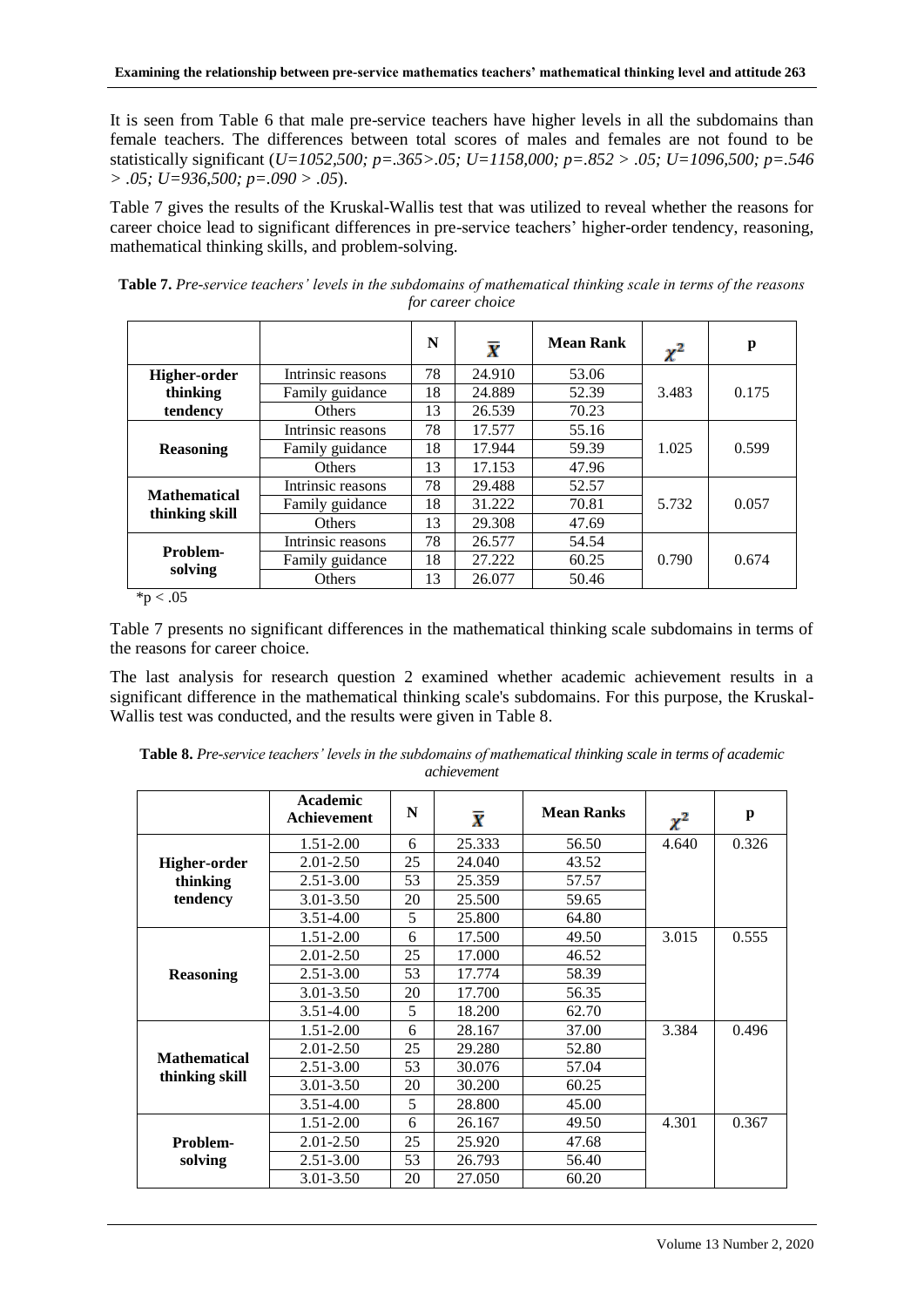It is seen from Table 6 that male pre-service teachers have higher levels in all the subdomains than female teachers. The differences between total scores of males and females are not found to be statistically significant (*U=1052,500; p=.365>.05; U=1158,000; p=.852 > .05; U=1096,500; p=.546 > .05; U=936,500; p=.090 > .05*).

Table 7 gives the results of the Kruskal-Wallis test that was utilized to reveal whether the reasons for career choice lead to significant differences in pre-service teachers' higher-order tendency, reasoning, mathematical thinking skills, and problem-solving.

**Table 7.** *Pre-service teachers' levels in the subdomains of mathematical thinking scale in terms of the reasons for career choice*

| | | N | $\bar{X}$ | Mean Rank | $\chi^2$ | p |
|---|---|---|---|---|---|---|
| **Higher-order thinking tendency** | Intrinsic reasons | 78 | 24.910 | 53.06 | 3.483 | 0.175 |
| | Family guidance | 18 | 24.889 | 52.39 | | |
| | Others | 13 | 26.539 | 70.23 | | |
| **Reasoning** | Intrinsic reasons | 78 | 17.577 | 55.16 | 1.025 | 0.599 |
| | Family guidance | 18 | 17.944 | 59.39 | | |
| | Others | 13 | 17.153 | 47.96 | | |
| **Mathematical thinking skill** | Intrinsic reasons | 78 | 29.488 | 52.57 | 5.732 | 0.057 |
| | Family guidance | 18 | 31.222 | 70.81 | | |
| | Others | 13 | 29.308 | 47.69 | | |
| **Problem-solving** | Intrinsic reasons | 78 | 26.577 | 54.54 | 0.790 | 0.674 |
| | Family guidance | 18 | 27.222 | 60.25 | | |
| | Others | 13 | 26.077 | 50.46 | | |

*p < .05

Table 7 presents no significant differences in the mathematical thinking scale subdomains in terms of the reasons for career choice.

The last analysis for research question 2 examined whether academic achievement results in a significant difference in the mathematical thinking scale's subdomains. For this purpose, the Kruskal-Wallis test was conducted, and the results were given in Table 8.

**Table 8.** *Pre-service teachers' levels in the subdomains of mathematical thinking scale in terms of academic achievement*

| | Academic Achievement | N | $\bar{X}$ | Mean Ranks | $\chi^2$ | p |
|---|---|---|---|---|---|---|
| **Higher-order thinking tendency** | 1.51-2.00 | 6 | 25.333 | 56.50 | 4.640 | 0.326 |
| | 2.01-2.50 | 25 | 24.040 | 43.52 | | |
| | 2.51-3.00 | 53 | 25.359 | 57.57 | | |
| | 3.01-3.50 | 20 | 25.500 | 59.65 | | |
| | 3.51-4.00 | 5 | 25.800 | 64.80 | | |
| **Reasoning** | 1.51-2.00 | 6 | 17.500 | 49.50 | 3.015 | 0.555 |
| | 2.01-2.50 | 25 | 17.000 | 46.52 | | |
| | 2.51-3.00 | 53 | 17.774 | 58.39 | | |
| | 3.01-3.50 | 20 | 17.700 | 56.35 | | |
| | 3.51-4.00 | 5 | 18.200 | 62.70 | | |
| **Mathematical thinking skill** | 1.51-2.00 | 6 | 28.167 | 37.00 | 3.384 | 0.496 |
| | 2.01-2.50 | 25 | 29.280 | 52.80 | | |
| | 2.51-3.00 | 53 | 30.076 | 57.04 | | |
| | 3.01-3.50 | 20 | 30.200 | 60.25 | | |
| | 3.51-4.00 | 5 | 28.800 | 45.00 | | |
| **Problem-solving** | 1.51-2.00 | 6 | 26.167 | 49.50 | 4.301 | 0.367 |
| | 2.01-2.50 | 25 | 25.920 | 47.68 | | |
| | 2.51-3.00 | 53 | 26.793 | 56.40 | | |
| | 3.01-3.50 | 20 | 27.050 | 60.20 | | |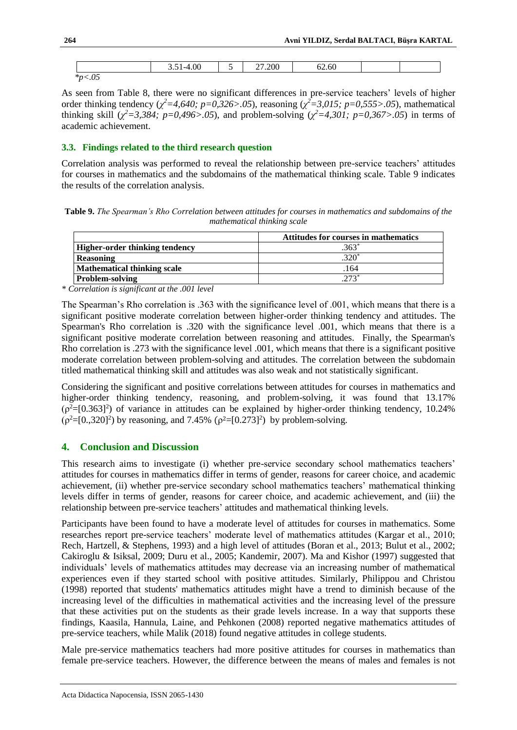|  | 3.51-4.00 | 5 | 27.200 | 62.60 |  |  |
|---|---|---|---|---|---|---|

*$^{*}p<.05$*

As seen from Table 8, there were no significant differences in pre-service teachers' levels of higher order thinking tendency (*$\chi^2$=4,640; p=0,326>.05*), reasoning (*$\chi^2$=3,015; p=0,555>.05*), mathematical thinking skill (*$\chi^2$=3,384; p=0,496>.05*), and problem-solving (*$\chi^2$=4,301; p=0,367>.05*) in terms of academic achievement.

### 3.3. Findings related to the third research question

Correlation analysis was performed to reveal the relationship between pre-service teachers' attitudes for courses in mathematics and the subdomains of the mathematical thinking scale. Table 9 indicates the results of the correlation analysis.

**Table 9.** *The Spearman's Rho Correlation between attitudes for courses in mathematics and subdomains of the mathematical thinking scale*

|  | **Attitudes for courses in mathematics** |
|---|---|
| **Higher-order thinking tendency** | .363* |
| **Reasoning** | .320* |
| **Mathematical thinking scale** | .164 |
| **Problem-solving** | .273* |

*\* Correlation is significant at the .001 level*

The Spearman's Rho correlation is .363 with the significance level of .001, which means that there is a significant positive moderate correlation between higher-order thinking tendency and attitudes. The Spearman's Rho correlation is .320 with the significance level .001, which means that there is a significant positive moderate correlation between reasoning and attitudes. Finally, the Spearman's Rho correlation is .273 with the significance level .001, which means that there is a significant positive moderate correlation between problem-solving and attitudes. The correlation between the subdomain titled mathematical thinking skill and attitudes was also weak and not statistically significant.

Considering the significant and positive correlations between attitudes for courses in mathematics and higher-order thinking tendency, reasoning, and problem-solving, it was found that 13.17% ($\rho^2=[0.363]^2$) of variance in attitudes can be explained by higher-order thinking tendency, 10.24% ($\rho^2=[0.,320]^2$) by reasoning, and 7.45% ($\rho^2=[0.273]^2$) by problem-solving.

## 4. Conclusion and Discussion

This research aims to investigate (i) whether pre-service secondary school mathematics teachers' attitudes for courses in mathematics differ in terms of gender, reasons for career choice, and academic achievement, (ii) whether pre-service secondary school mathematics teachers' mathematical thinking levels differ in terms of gender, reasons for career choice, and academic achievement, and (iii) the relationship between pre-service teachers' attitudes and mathematical thinking levels.

Participants have been found to have a moderate level of attitudes for courses in mathematics. Some researches report pre-service teachers' moderate level of mathematics attitudes (Kargar et al., 2010; Rech, Hartzell, & Stephens, 1993) and a high level of attitudes (Boran et al., 2013; Bulut et al., 2002; Cakiroglu & Isiksal, 2009; Duru et al., 2005; Kandemir, 2007). Ma and Kishor (1997) suggested that individuals' levels of mathematics attitudes may decrease via an increasing number of mathematical experiences even if they started school with positive attitudes. Similarly, Philippou and Christou (1998) reported that students' mathematics attitudes might have a trend to diminish because of the increasing level of the difficulties in mathematical activities and the increasing level of the pressure that these activities put on the students as their grade levels increase. In a way that supports these findings, Kaasila, Hannula, Laine, and Pehkonen (2008) reported negative mathematics attitudes of pre-service teachers, while Malik (2018) found negative attitudes in college students.

Male pre-service mathematics teachers had more positive attitudes for courses in mathematics than female pre-service teachers. However, the difference between the means of males and females is not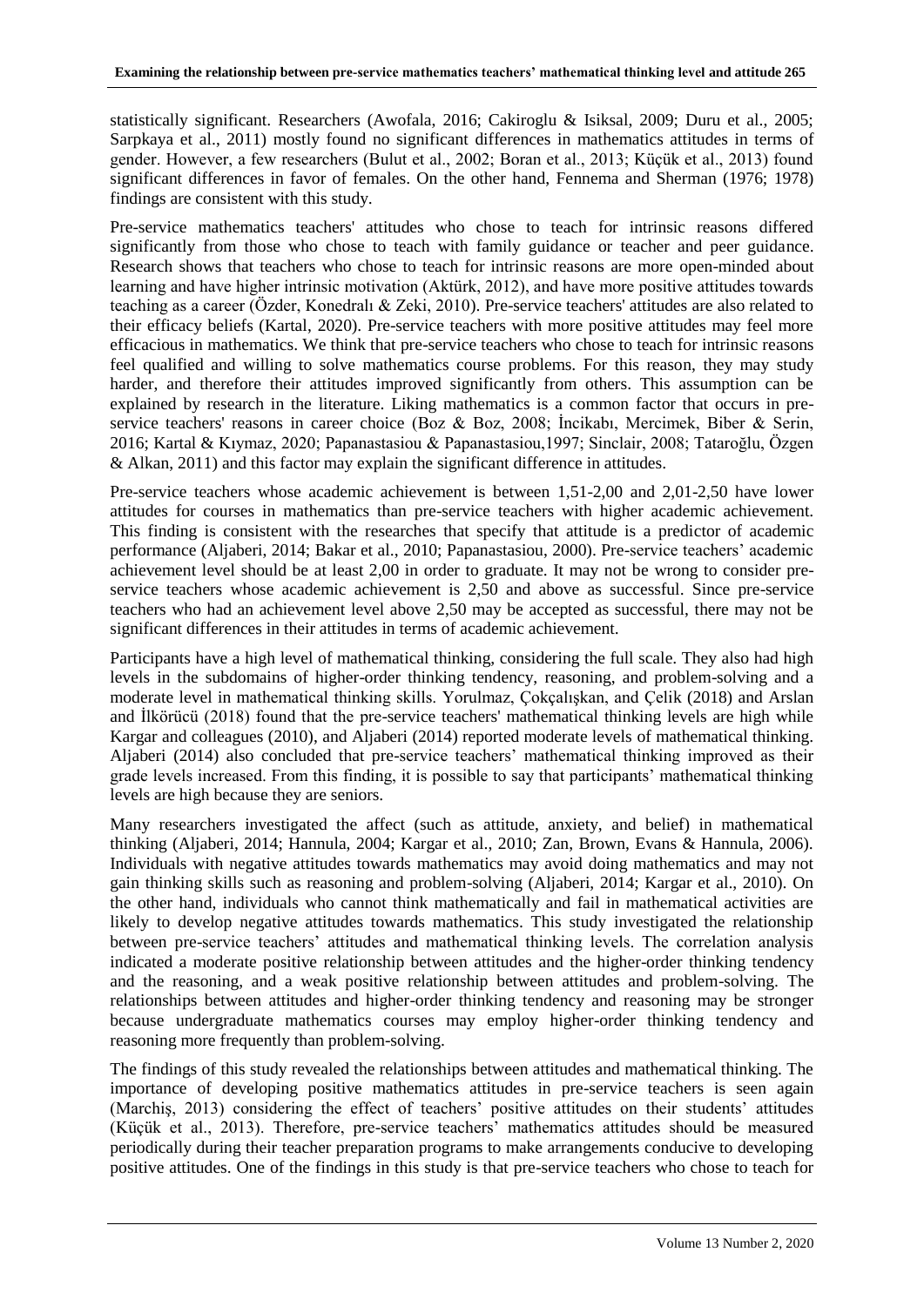statistically significant. Researchers (Awofala, 2016; Cakiroglu & Isiksal, 2009; Duru et al., 2005; Sarpkaya et al., 2011) mostly found no significant differences in mathematics attitudes in terms of gender. However, a few researchers (Bulut et al., 2002; Boran et al., 2013; Küçük et al., 2013) found significant differences in favor of females. On the other hand, Fennema and Sherman (1976; 1978) findings are consistent with this study.

Pre-service mathematics teachers' attitudes who chose to teach for intrinsic reasons differed significantly from those who chose to teach with family guidance or teacher and peer guidance. Research shows that teachers who chose to teach for intrinsic reasons are more open-minded about learning and have higher intrinsic motivation (Aktürk, 2012), and have more positive attitudes towards teaching as a career (Özder, Konedralı & Zeki, 2010). Pre-service teachers' attitudes are also related to their efficacy beliefs (Kartal, 2020). Pre-service teachers with more positive attitudes may feel more efficacious in mathematics. We think that pre-service teachers who chose to teach for intrinsic reasons feel qualified and willing to solve mathematics course problems. For this reason, they may study harder, and therefore their attitudes improved significantly from others. This assumption can be explained by research in the literature. Liking mathematics is a common factor that occurs in pre-service teachers' reasons in career choice (Boz & Boz, 2008; İncikabı, Mercimek, Biber & Serin, 2016; Kartal & Kıymaz, 2020; Papanastasiou & Papanastasiou,1997; Sinclair, 2008; Tataroğlu, Özgen & Alkan, 2011) and this factor may explain the significant difference in attitudes.

Pre-service teachers whose academic achievement is between 1,51-2,00 and 2,01-2,50 have lower attitudes for courses in mathematics than pre-service teachers with higher academic achievement. This finding is consistent with the researches that specify that attitude is a predictor of academic performance (Aljaberi, 2014; Bakar et al., 2010; Papanastasiou, 2000). Pre-service teachers' academic achievement level should be at least 2,00 in order to graduate. It may not be wrong to consider pre-service teachers whose academic achievement is 2,50 and above as successful. Since pre-service teachers who had an achievement level above 2,50 may be accepted as successful, there may not be significant differences in their attitudes in terms of academic achievement.

Participants have a high level of mathematical thinking, considering the full scale. They also had high levels in the subdomains of higher-order thinking tendency, reasoning, and problem-solving and a moderate level in mathematical thinking skills. Yorulmaz, Çokçalışkan, and Çelik (2018) and Arslan and İlkörücü (2018) found that the pre-service teachers' mathematical thinking levels are high while Kargar and colleagues (2010), and Aljaberi (2014) reported moderate levels of mathematical thinking. Aljaberi (2014) also concluded that pre-service teachers' mathematical thinking improved as their grade levels increased. From this finding, it is possible to say that participants' mathematical thinking levels are high because they are seniors.

Many researchers investigated the affect (such as attitude, anxiety, and belief) in mathematical thinking (Aljaberi, 2014; Hannula, 2004; Kargar et al., 2010; Zan, Brown, Evans & Hannula, 2006). Individuals with negative attitudes towards mathematics may avoid doing mathematics and may not gain thinking skills such as reasoning and problem-solving (Aljaberi, 2014; Kargar et al., 2010). On the other hand, individuals who cannot think mathematically and fail in mathematical activities are likely to develop negative attitudes towards mathematics. This study investigated the relationship between pre-service teachers' attitudes and mathematical thinking levels. The correlation analysis indicated a moderate positive relationship between attitudes and the higher-order thinking tendency and the reasoning, and a weak positive relationship between attitudes and problem-solving. The relationships between attitudes and higher-order thinking tendency and reasoning may be stronger because undergraduate mathematics courses may employ higher-order thinking tendency and reasoning more frequently than problem-solving.

The findings of this study revealed the relationships between attitudes and mathematical thinking. The importance of developing positive mathematics attitudes in pre-service teachers is seen again (Marchiş, 2013) considering the effect of teachers' positive attitudes on their students' attitudes (Küçük et al., 2013). Therefore, pre-service teachers' mathematics attitudes should be measured periodically during their teacher preparation programs to make arrangements conducive to developing positive attitudes. One of the findings in this study is that pre-service teachers who chose to teach for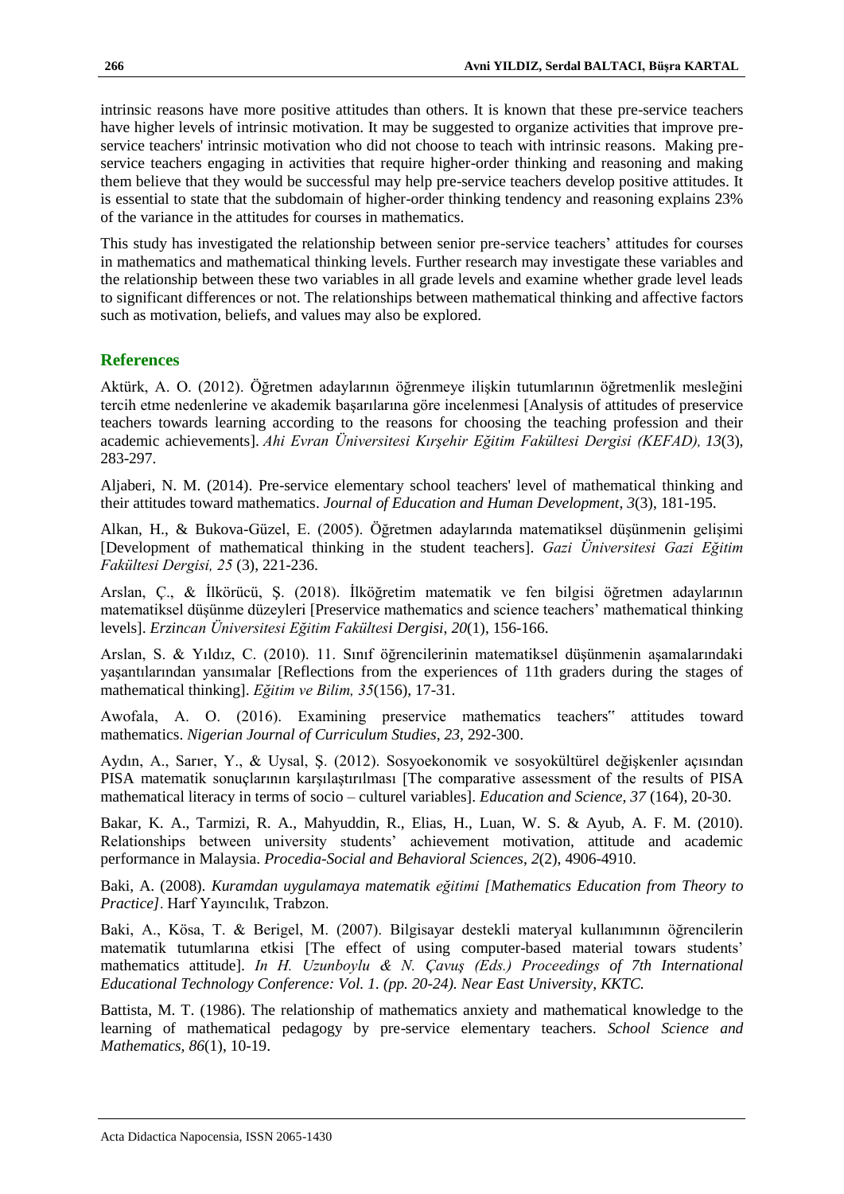intrinsic reasons have more positive attitudes than others. It is known that these pre-service teachers have higher levels of intrinsic motivation. It may be suggested to organize activities that improve pre-service teachers' intrinsic motivation who did not choose to teach with intrinsic reasons. Making pre-service teachers engaging in activities that require higher-order thinking and reasoning and making them believe that they would be successful may help pre-service teachers develop positive attitudes. It is essential to state that the subdomain of higher-order thinking tendency and reasoning explains 23% of the variance in the attitudes for courses in mathematics.

This study has investigated the relationship between senior pre-service teachers' attitudes for courses in mathematics and mathematical thinking levels. Further research may investigate these variables and the relationship between these two variables in all grade levels and examine whether grade level leads to significant differences or not. The relationships between mathematical thinking and affective factors such as motivation, beliefs, and values may also be explored.

## References

Aktürk, A. O. (2012). Öğretmen adaylarının öğrenmeye ilişkin tutumlarının öğretmenlik mesleğini tercih etme nedenlerine ve akademik başarılarına göre incelenmesi [Analysis of attitudes of preservice teachers towards learning according to the reasons for choosing the teaching profession and their academic achievements]. *Ahi Evran Üniversitesi Kırşehir Eğitim Fakültesi Dergisi (KEFAD), 13*(3), 283-297.

Aljaberi, N. M. (2014). Pre-service elementary school teachers' level of mathematical thinking and their attitudes toward mathematics. *Journal of Education and Human Development*, *3*(3), 181-195.

Alkan, H., & Bukova-Güzel, E. (2005). Öğretmen adaylarında matematiksel düşünmenin gelişimi [Development of mathematical thinking in the student teachers]. *Gazi Üniversitesi Gazi Eğitim Fakültesi Dergisi, 25* (3), 221-236.

Arslan, Ç., & İlkörücü, Ş. (2018). İlköğretim matematik ve fen bilgisi öğretmen adaylarının matematiksel düşünme düzeyleri [Preservice mathematics and science teachers' mathematical thinking levels]. *Erzincan Üniversitesi Eğitim Fakültesi Dergisi*, *20*(1), 156-166.

Arslan, S. & Yıldız, C. (2010). 11. Sınıf öğrencilerinin matematiksel düşünmenin aşamalarındaki yaşantılarından yansımalar [Reflections from the experiences of 11th graders during the stages of mathematical thinking]. *Eğitim ve Bilim, 35*(156), 17-31.

Awofala, A. O. (2016). Examining preservice mathematics teachers‟ attitudes toward mathematics. *Nigerian Journal of Curriculum Studies*, *23*, 292-300.

Aydın, A., Sarıer, Y., & Uysal, Ş. (2012). Sosyoekonomik ve sosyokültürel değişkenler açısından PISA matematik sonuçlarının karşılaştırılması [The comparative assessment of the results of PISA mathematical literacy in terms of socio – culturel variables]. *Education and Science, 37* (164), 20-30.

Bakar, K. A., Tarmizi, R. A., Mahyuddin, R., Elias, H., Luan, W. S. & Ayub, A. F. M. (2010). Relationships between university students' achievement motivation, attitude and academic performance in Malaysia. *Procedia-Social and Behavioral Sciences*, *2*(2), 4906-4910.

Baki, A. (2008). *Kuramdan uygulamaya matematik eğitimi [Mathematics Education from Theory to Practice]*. Harf Yayıncılık, Trabzon.

Baki, A., Kösa, T. & Berigel, M. (2007). Bilgisayar destekli materyal kullanımının öğrencilerin matematik tutumlarına etkisi [The effect of using computer-based material towars students' mathematics attitude]. *In H. Uzunboylu & N. Çavuş (Eds.) Proceedings of 7th International Educational Technology Conference: Vol. 1. (pp. 20-24). Near East University, KKTC.*

Battista, M. T. (1986). The relationship of mathematics anxiety and mathematical knowledge to the learning of mathematical pedagogy by pre-service elementary teachers. *School Science and Mathematics, 86*(1), 10-19.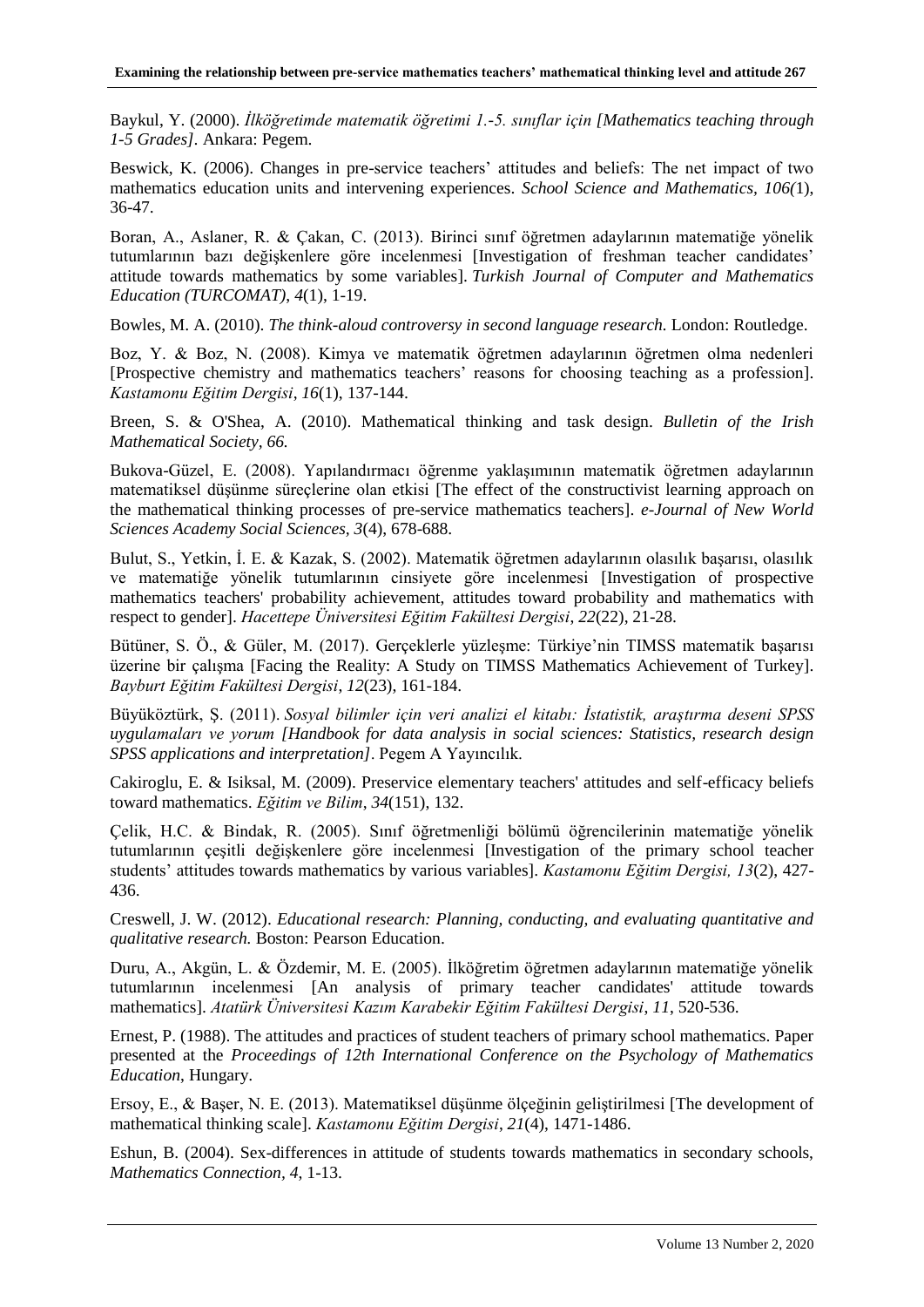Baykul, Y. (2000). *İlköğretimde matematik öğretimi 1.-5. sınıflar için [Mathematics teaching through 1-5 Grades]*. Ankara: Pegem.

Beswick, K. (2006). Changes in pre-service teachers' attitudes and beliefs: The net impact of two mathematics education units and intervening experiences. *School Science and Mathematics, 106(*1), 36-47.

Boran, A., Aslaner, R. & Çakan, C. (2013). Birinci sınıf öğretmen adaylarının matematiğe yönelik tutumlarının bazı değişkenlere göre incelenmesi [Investigation of freshman teacher candidates' attitude towards mathematics by some variables]. *Turkish Journal of Computer and Mathematics Education (TURCOMAT)*, *4*(1), 1-19.

Bowles, M. A. (2010). *The think-aloud controversy in second language research.* London: Routledge.

Boz, Y. & Boz, N. (2008). Kimya ve matematik öğretmen adaylarının öğretmen olma nedenleri [Prospective chemistry and mathematics teachers' reasons for choosing teaching as a profession]. *Kastamonu Eğitim Dergisi*, *16*(1), 137-144.

Breen, S. & O'Shea, A. (2010). Mathematical thinking and task design. *Bulletin of the Irish Mathematical Society, 66.*

Bukova-Güzel, E. (2008). Yapılandırmacı öğrenme yaklaşımının matematik öğretmen adaylarının matematiksel düşünme süreçlerine olan etkisi [The effect of the constructivist learning approach on the mathematical thinking processes of pre-service mathematics teachers]. *e-Journal of New World Sciences Academy Social Sciences, 3*(4), 678-688.

Bulut, S., Yetkin, İ. E. & Kazak, S. (2002). Matematik öğretmen adaylarının olasılık başarısı, olasılık ve matematiğe yönelik tutumlarının cinsiyete göre incelenmesi [Investigation of prospective mathematics teachers' probability achievement, attitudes toward probability and mathematics with respect to gender]. *Hacettepe Üniversitesi Eğitim Fakültesi Dergisi*, *22*(22), 21-28.

Bütüner, S. Ö., & Güler, M. (2017). Gerçeklerle yüzleşme: Türkiye'nin TIMSS matematik başarısı üzerine bir çalışma [Facing the Reality: A Study on TIMSS Mathematics Achievement of Turkey]. *Bayburt Eğitim Fakültesi Dergisi*, *12*(23), 161-184.

Büyüköztürk, Ş. (2011). *Sosyal bilimler için veri analizi el kitabı: İstatistik, araştırma deseni SPSS uygulamaları ve yorum [Handbook for data analysis in social sciences: Statistics, research design SPSS applications and interpretation]*. Pegem A Yayıncılık.

Cakiroglu, E. & Isiksal, M. (2009). Preservice elementary teachers' attitudes and self-efficacy beliefs toward mathematics. *Eğitim ve Bilim*, *34*(151), 132.

Çelik, H.C. & Bindak, R. (2005). Sınıf öğretmenliği bölümü öğrencilerinin matematiğe yönelik tutumlarının çeşitli değişkenlere göre incelenmesi [Investigation of the primary school teacher students' attitudes towards mathematics by various variables]. *Kastamonu Eğitim Dergisi, 13*(2), 427-436.

Creswell, J. W. (2012). *Educational research: Planning, conducting, and evaluating quantitative and qualitative research.* Boston: Pearson Education.

Duru, A., Akgün, L. & Özdemir, M. E. (2005). İlköğretim öğretmen adaylarının matematiğe yönelik tutumlarının incelenmesi [An analysis of primary teacher candidates' attitude towards mathematics]. *Atatürk Üniversitesi Kazım Karabekir Eğitim Fakültesi Dergisi*, *11*, 520-536.

Ernest, P. (1988). The attitudes and practices of student teachers of primary school mathematics. Paper presented at the *Proceedings of 12th International Conference on the Psychology of Mathematics Education*, Hungary.

Ersoy, E., & Başer, N. E. (2013). Matematiksel düşünme ölçeğinin geliştirilmesi [The development of mathematical thinking scale]. *Kastamonu Eğitim Dergisi*, *21*(4), 1471-1486.

Eshun, B. (2004). Sex-differences in attitude of students towards mathematics in secondary schools, *Mathematics Connection*, *4*, 1-13.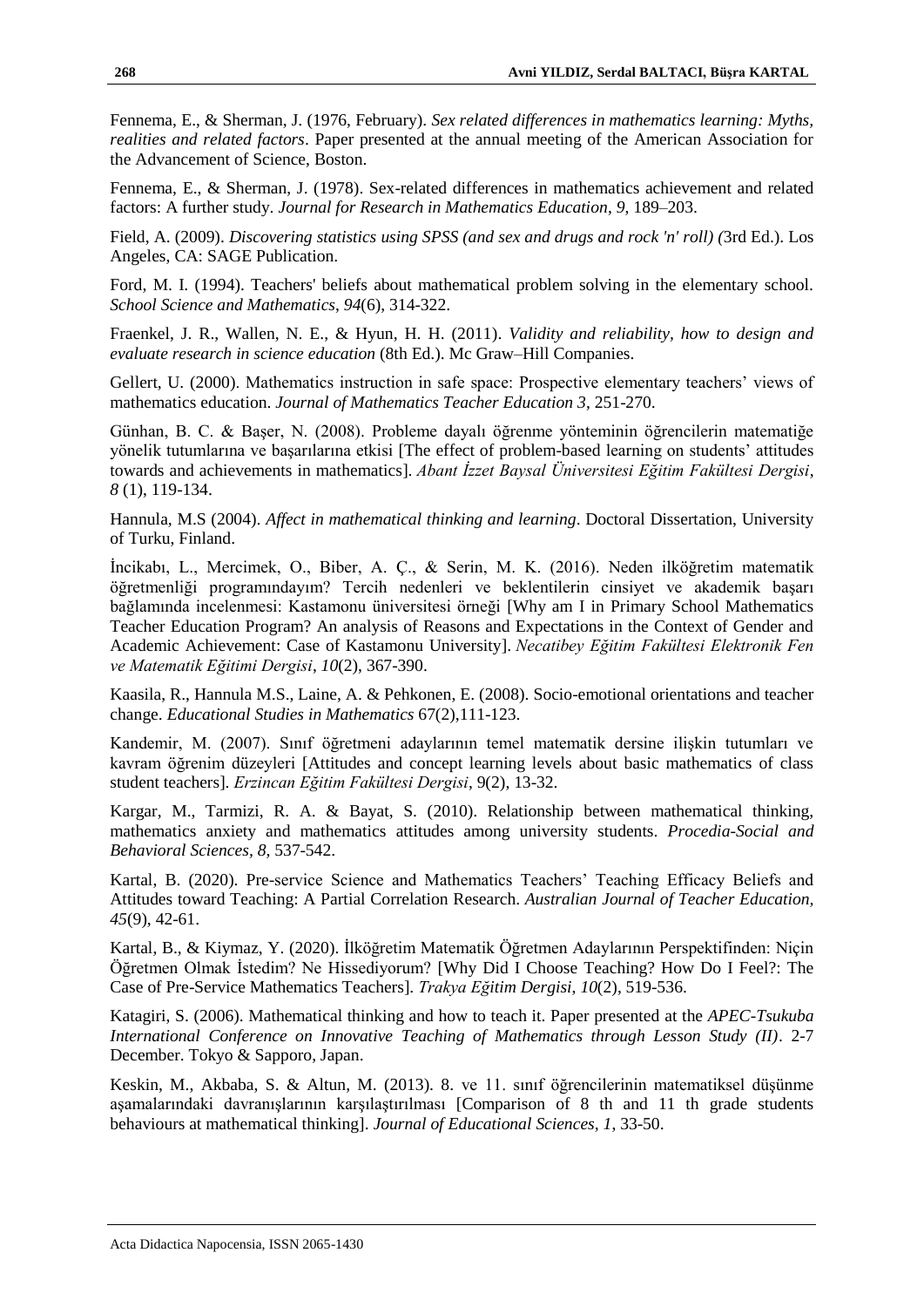Fennema, E., & Sherman, J. (1976, February). *Sex related differences in mathematics learning: Myths, realities and related factors*. Paper presented at the annual meeting of the American Association for the Advancement of Science, Boston.

Fennema, E., & Sherman, J. (1978). Sex-related differences in mathematics achievement and related factors: A further study. *Journal for Research in Mathematics Education*, *9*, 189–203.

Field, A. (2009). *Discovering statistics using SPSS (and sex and drugs and rock 'n' roll) (*3rd Ed.). Los Angeles, CA: SAGE Publication.

Ford, M. I. (1994). Teachers' beliefs about mathematical problem solving in the elementary school. *School Science and Mathematics*, *94*(6), 314-322.

Fraenkel, J. R., Wallen, N. E., & Hyun, H. H. (2011). *Validity and reliability, how to design and evaluate research in science education* (8th Ed.). Mc Graw–Hill Companies.

Gellert, U. (2000). Mathematics instruction in safe space: Prospective elementary teachers' views of mathematics education. *Journal of Mathematics Teacher Education 3*, 251-270.

Günhan, B. C. & Başer, N. (2008). Probleme dayalı öğrenme yönteminin öğrencilerin matematiğe yönelik tutumlarına ve başarılarına etkisi [The effect of problem-based learning on students' attitudes towards and achievements in mathematics]. *Abant İzzet Baysal Üniversitesi Eğitim Fakültesi Dergisi*, *8* (1), 119-134.

Hannula, M.S (2004). *Affect in mathematical thinking and learning*. Doctoral Dissertation, University of Turku, Finland.

İncikabı, L., Mercimek, O., Biber, A. Ç., & Serin, M. K. (2016). Neden ilköğretim matematik öğretmenliği programındayım? Tercih nedenleri ve beklentilerin cinsiyet ve akademik başarı bağlamında incelenmesi: Kastamonu üniversitesi örneği [Why am I in Primary School Mathematics Teacher Education Program? An analysis of Reasons and Expectations in the Context of Gender and Academic Achievement: Case of Kastamonu University]. *Necatibey Eğitim Fakültesi Elektronik Fen ve Matematik Eğitimi Dergisi*, *10*(2), 367-390.

Kaasila, R., Hannula M.S., Laine, A. & Pehkonen, E. (2008). Socio-emotional orientations and teacher change. *Educational Studies in Mathematics* 67(2),111-123.

Kandemir, M. (2007). Sınıf öğretmeni adaylarının temel matematik dersine ilişkin tutumları ve kavram öğrenim düzeyleri [Attitudes and concept learning levels about basic mathematics of class student teachers]. *Erzincan Eğitim Fakültesi Dergisi*, 9(2), 13-32.

Kargar, M., Tarmizi, R. A. & Bayat, S. (2010). Relationship between mathematical thinking, mathematics anxiety and mathematics attitudes among university students. *Procedia-Social and Behavioral Sciences, 8*, 537-542.

Kartal, B. (2020). Pre-service Science and Mathematics Teachers' Teaching Efficacy Beliefs and Attitudes toward Teaching: A Partial Correlation Research. *Australian Journal of Teacher Education, 45*(9), 42-61.

Kartal, B., & Kiymaz, Y. (2020). İlköğretim Matematik Öğretmen Adaylarının Perspektifinden: Niçin Öğretmen Olmak İstedim? Ne Hissediyorum? [Why Did I Choose Teaching? How Do I Feel?: The Case of Pre-Service Mathematics Teachers]. *Trakya Eğitim Dergisi*, *10*(2), 519-536.

Katagiri, S. (2006). Mathematical thinking and how to teach it. Paper presented at the *APEC-Tsukuba International Conference on Innovative Teaching of Mathematics through Lesson Study (II)*. 2-7 December. Tokyo & Sapporo, Japan.

Keskin, M., Akbaba, S. & Altun, M. (2013). 8. ve 11. sınıf öğrencilerinin matematiksel düşünme aşamalarındaki davranışlarının karşılaştırılması [Comparison of 8 th and 11 th grade students behaviours at mathematical thinking]. *Journal of Educational Sciences, 1,* 33-50.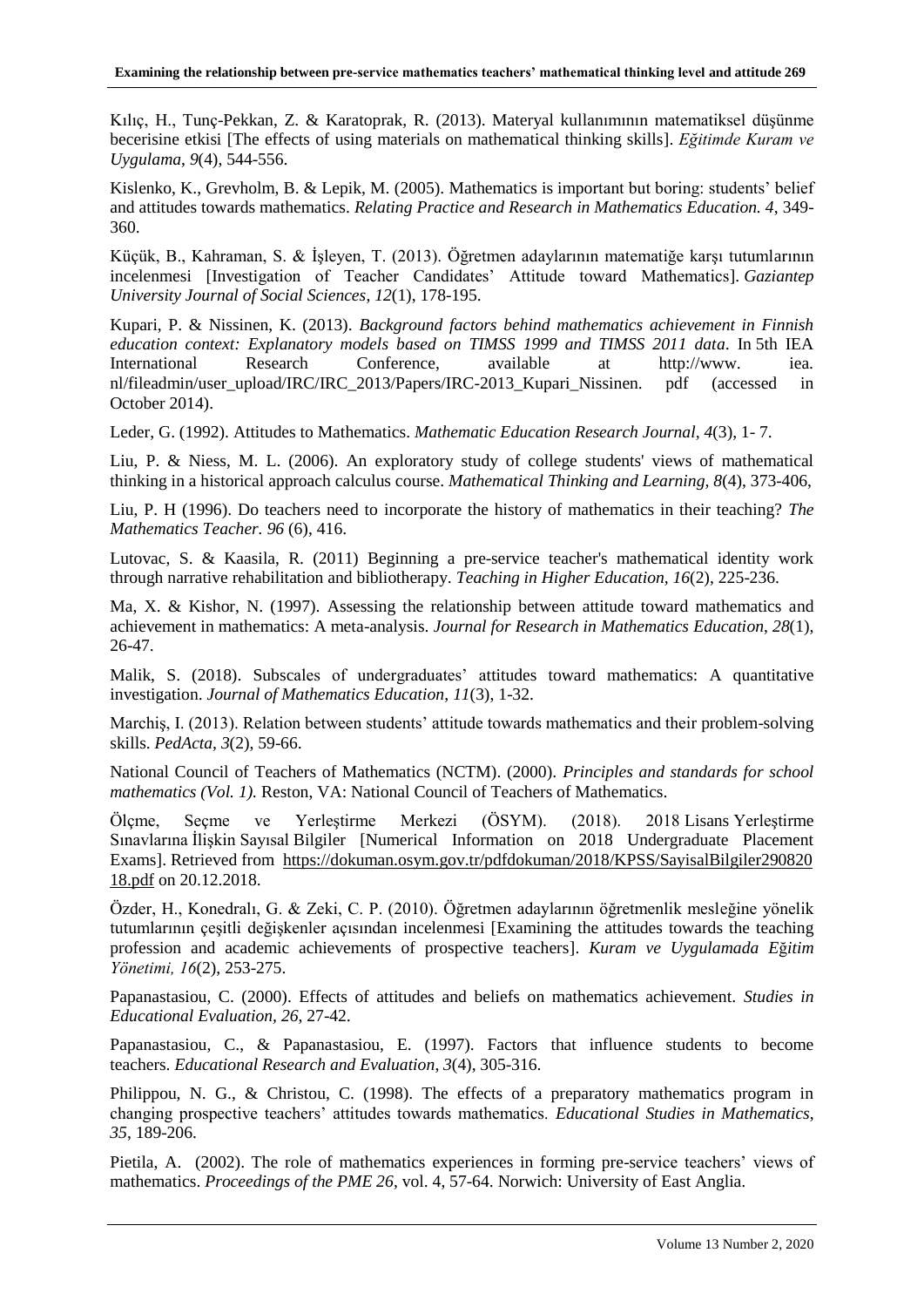Kılıç, H., Tunç-Pekkan, Z. & Karatoprak, R. (2013). Materyal kullanımının matematiksel düşünme becerisine etkisi [The effects of using materials on mathematical thinking skills]. *Eğitimde Kuram ve Uygulama, 9*(4), 544-556.

Kislenko, K., Grevholm, B. & Lepik, M. (2005). Mathematics is important but boring: students' belief and attitudes towards mathematics. *Relating Practice and Research in Mathematics Education. 4*, 349-360.

Küçük, B., Kahraman, S. & İşleyen, T. (2013). Öğretmen adaylarının matematiğe karşı tutumlarının incelenmesi [Investigation of Teacher Candidates' Attitude toward Mathematics]. *Gaziantep University Journal of Social Sciences*, *12*(1), 178-195.

Kupari, P. & Nissinen, K. (2013). *Background factors behind mathematics achievement in Finnish education context: Explanatory models based on TIMSS 1999 and TIMSS 2011 data*. In 5th IEA International Research Conference, available at http://www. iea. nl/fileadmin/user_upload/IRC/IRC_2013/Papers/IRC-2013_Kupari_Nissinen. pdf (accessed in October 2014).

Leder, G. (1992). Attitudes to Mathematics. *Mathematic Education Research Journal*, *4*(3), 1- 7.

Liu, P. & Niess, M. L. (2006). An exploratory study of college students' views of mathematical thinking in a historical approach calculus course. *Mathematical Thinking and Learning, 8*(4), 373-406,

Liu, P. H (1996). Do teachers need to incorporate the history of mathematics in their teaching? *The Mathematics Teacher. 96* (6), 416.

Lutovac, S. & Kaasila, R. (2011) Beginning a pre-service teacher's mathematical identity work through narrative rehabilitation and bibliotherapy. *Teaching in Higher Education*, *16*(2), 225-236.

Ma, X. & Kishor, N. (1997). Assessing the relationship between attitude toward mathematics and achievement in mathematics: A meta-analysis. *Journal for Research in Mathematics Education*, *28*(1), 26-47.

Malik, S. (2018). Subscales of undergraduates' attitudes toward mathematics: A quantitative investigation. *Journal of Mathematics Education*, *11*(3), 1-32.

Marchiş, I. (2013). Relation between students' attitude towards mathematics and their problem-solving skills. *PedActa*, *3*(2), 59-66.

National Council of Teachers of Mathematics (NCTM). (2000). *Principles and standards for school mathematics (Vol. 1).* Reston, VA: National Council of Teachers of Mathematics.

Ölçme, Seçme ve Yerleştirme Merkezi (ÖSYM). (2018). 2018 Lisans Yerleştirme Sınavlarına İlişkin Sayısal Bilgiler [Numerical Information on 2018 Undergraduate Placement Exams]. Retrieved from https://dokuman.osym.gov.tr/pdfdokuman/2018/KPSS/SayisalBilgiler29082018.pdf on 20.12.2018.

Özder, H., Konedralı, G. & Zeki, C. P. (2010). Öğretmen adaylarının öğretmenlik mesleğine yönelik tutumlarının çeşitli değişkenler açısından incelenmesi [Examining the attitudes towards the teaching profession and academic achievements of prospective teachers]. *Kuram ve Uygulamada Eğitim Yönetimi, 16*(2), 253-275.

Papanastasiou, C. (2000). Effects of attitudes and beliefs on mathematics achievement. *Studies in Educational Evaluation*, *26*, 27-42.

Papanastasiou, C., & Papanastasiou, E. (1997). Factors that influence students to become teachers. *Educational Research and Evaluation*, *3*(4), 305-316.

Philippou, N. G., & Christou, C. (1998). The effects of a preparatory mathematics program in changing prospective teachers' attitudes towards mathematics. *Educational Studies in Mathematics*, *35*, 189-206.

Pietila, A. (2002). The role of mathematics experiences in forming pre-service teachers' views of mathematics. *Proceedings of the PME 26*, vol. 4, 57-64. Norwich: University of East Anglia.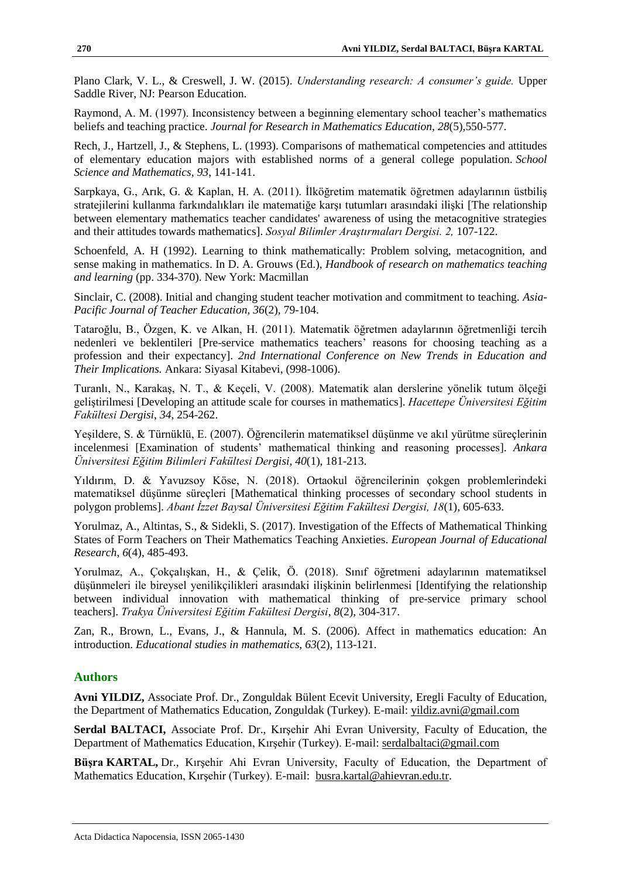Plano Clark, V. L., & Creswell, J. W. (2015). *Understanding research: A consumer's guide.* Upper Saddle River, NJ: Pearson Education.

Raymond, A. M. (1997). Inconsistency between a beginning elementary school teacher's mathematics beliefs and teaching practice. *Journal for Research in Mathematics Education*, *28*(5),550-577.

Rech, J., Hartzell, J., & Stephens, L. (1993). Comparisons of mathematical competencies and attitudes of elementary education majors with established norms of a general college population. *School Science and Mathematics*, *93*, 141-141.

Sarpkaya, G., Arık, G. & Kaplan, H. A. (2011). İlköğretim matematik öğretmen adaylarının üstbiliş stratejilerini kullanma farkındalıkları ile matematiğe karşı tutumları arasındaki ilişki [The relationship between elementary mathematics teacher candidates' awareness of using the metacognitive strategies and their attitudes towards mathematics]. *Sosyal Bilimler Araştırmaları Dergisi. 2,* 107-122.

Schoenfeld, A. H (1992). Learning to think mathematically: Problem solving, metacognition, and sense making in mathematics. In D. A. Grouws (Ed.), *Handbook of research on mathematics teaching and learning* (pp. 334-370). New York: Macmillan

Sinclair, C. (2008). Initial and changing student teacher motivation and commitment to teaching. *Asia-Pacific Journal of Teacher Education, 36*(2), 79-104.

Tataroğlu, B., Özgen, K. ve Alkan, H. (2011). Matematik öğretmen adaylarının öğretmenliği tercih nedenleri ve beklentileri [Pre-service mathematics teachers' reasons for choosing teaching as a profession and their expectancy]. *2nd International Conference on New Trends in Education and Their Implications.* Ankara: Siyasal Kitabevi, (998-1006).

Turanlı, N., Karakaş, N. T., & Keçeli, V. (2008). Matematik alan derslerine yönelik tutum ölçeği geliştirilmesi [Developing an attitude scale for courses in mathematics]. *Hacettepe Üniversitesi Eğitim Fakültesi Dergisi*, *34*, 254-262.

Yeşildere, S. & Türnüklü, E. (2007). Öğrencilerin matematiksel düşünme ve akıl yürütme süreçlerinin incelenmesi [Examination of students' mathematical thinking and reasoning processes]. *Ankara Üniversitesi Eğitim Bilimleri Fakültesi Dergisi*, *40*(1), 181-213.

Yıldırım, D. & Yavuzsoy Köse, N. (2018). Ortaokul öğrencilerinin çokgen problemlerindeki matematiksel düşünme süreçleri [Mathematical thinking processes of secondary school students in polygon problems]. *Abant İzzet Baysal Üniversitesi Eğitim Fakültesi Dergisi, 18*(1), 605-633.

Yorulmaz, A., Altintas, S., & Sidekli, S. (2017). Investigation of the Effects of Mathematical Thinking States of Form Teachers on Their Mathematics Teaching Anxieties. *European Journal of Educational Research*, *6*(4), 485-493.

Yorulmaz, A., Çokçalışkan, H., & Çelik, Ö. (2018). Sınıf öğretmeni adaylarının matematiksel düşünmeleri ile bireysel yenilikçilikleri arasındaki ilişkinin belirlenmesi [Identifying the relationship between individual innovation with mathematical thinking of pre-service primary school teachers]. *Trakya Üniversitesi Eğitim Fakültesi Dergisi*, *8*(2), 304-317.

Zan, R., Brown, L., Evans, J., & Hannula, M. S. (2006). Affect in mathematics education: An introduction. *Educational studies in mathematics*, *63*(2), 113-121.

## Authors

**Avni YILDIZ,** Associate Prof. Dr., Zonguldak Bülent Ecevit University, Eregli Faculty of Education, the Department of Mathematics Education, Zonguldak (Turkey). E-mail: yildiz.avni@gmail.com

**Serdal BALTACI,** Associate Prof. Dr., Kırşehir Ahi Evran University, Faculty of Education, the Department of Mathematics Education, Kırşehir (Turkey). E-mail: serdalbaltaci@gmail.com

**Büşra KARTAL,** Dr., Kırşehir Ahi Evran University, Faculty of Education, the Department of Mathematics Education, Kırşehir (Turkey). E-mail: busra.kartal@ahievran.edu.tr.